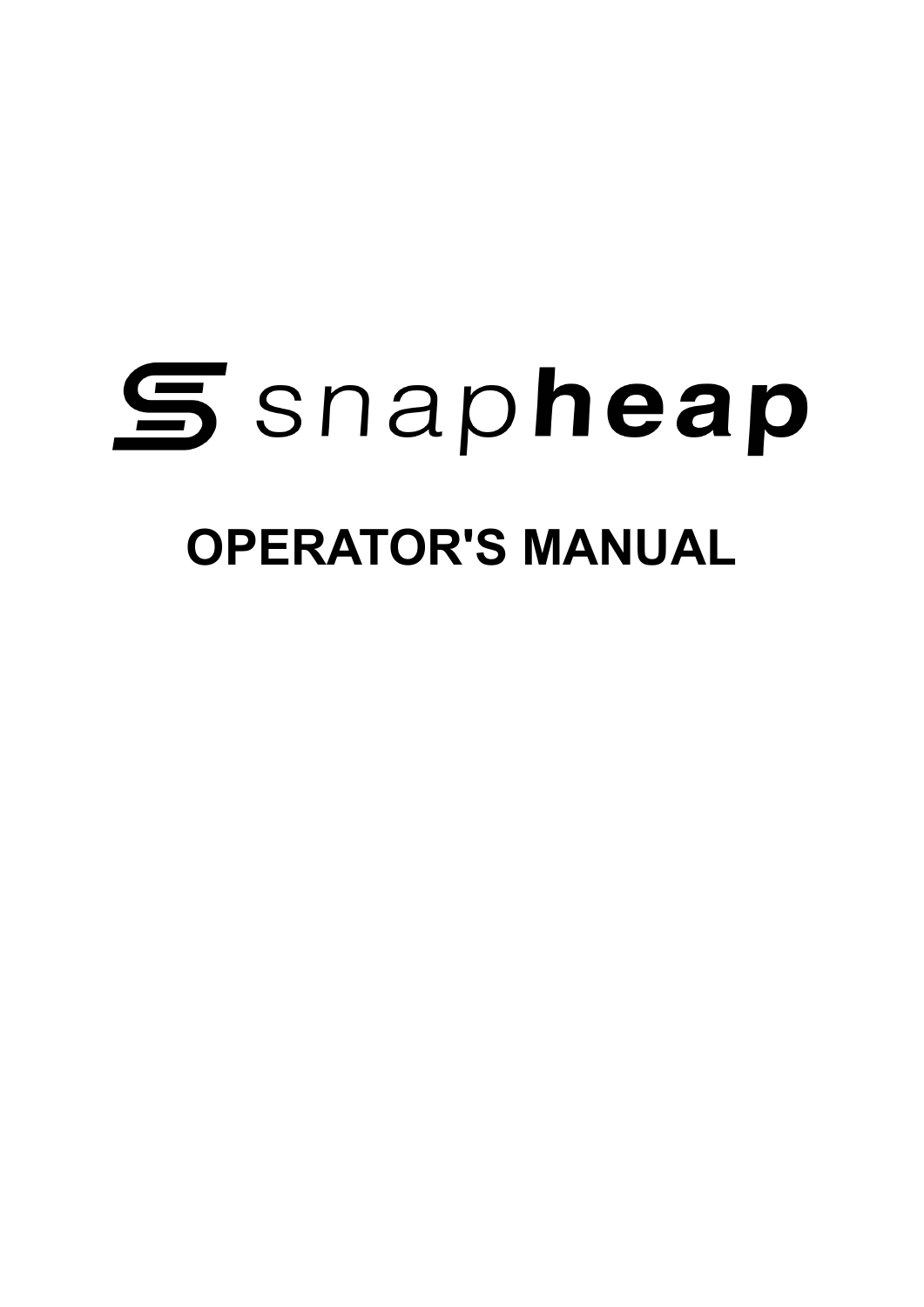# snapheap

# OPERATOR'S MANUAL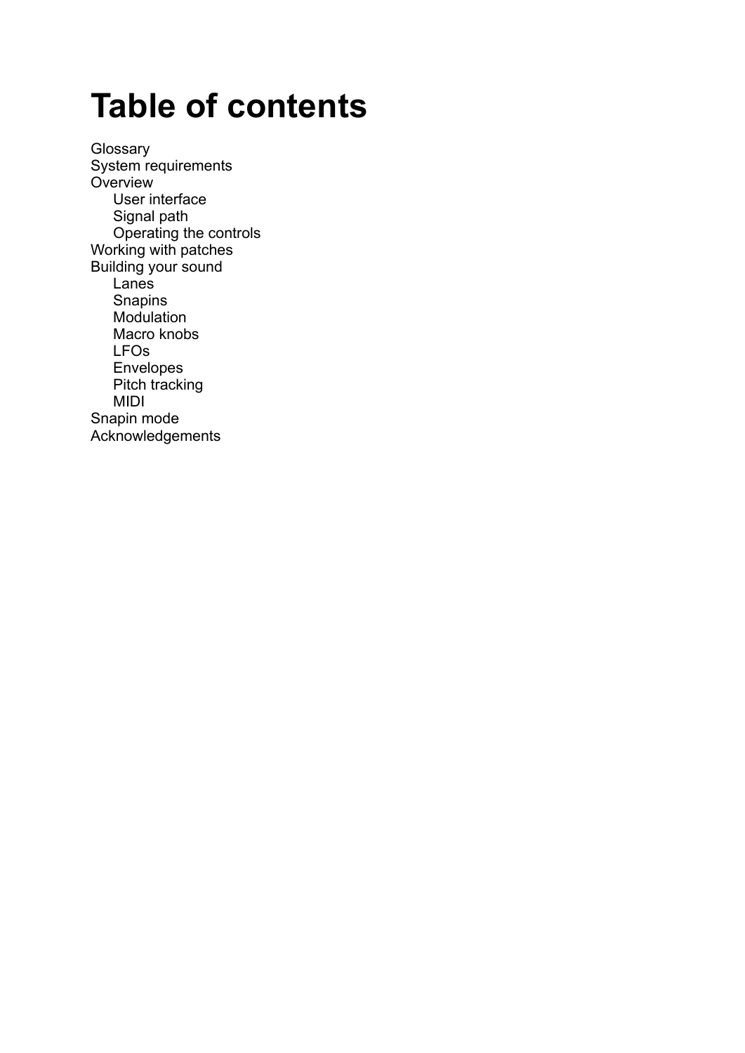# Table of contents

- Glossary
- System requirements
- Overview
  - User interface
  - Signal path
  - Operating the controls
- Working with patches
- Building your sound
  - Lanes
  - Snapins
  - Modulation
  - Macro knobs
  - LFOs
  - Envelopes
  - Pitch tracking
  - MIDI
- Snapin mode
- Acknowledgements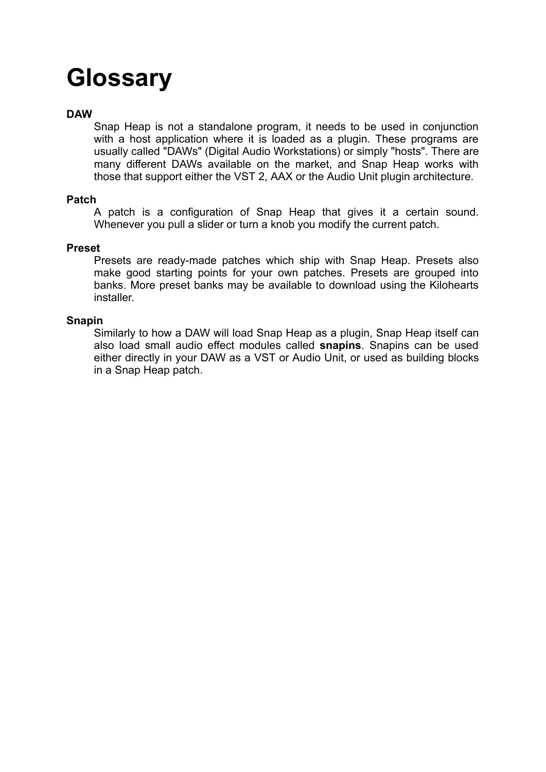# Glossary

**DAW**

Snap Heap is not a standalone program, it needs to be used in conjunction with a host application where it is loaded as a plugin. These programs are usually called "DAWs" (Digital Audio Workstations) or simply "hosts". There are many different DAWs available on the market, and Snap Heap works with those that support either the VST 2, AAX or the Audio Unit plugin architecture.

**Patch**

A patch is a configuration of Snap Heap that gives it a certain sound. Whenever you pull a slider or turn a knob you modify the current patch.

**Preset**

Presets are ready-made patches which ship with Snap Heap. Presets also make good starting points for your own patches. Presets are grouped into banks. More preset banks may be available to download using the Kilohearts installer.

**Snapin**

Similarly to how a DAW will load Snap Heap as a plugin, Snap Heap itself can also load small audio effect modules called **snapins**. Snapins can be used either directly in your DAW as a VST or Audio Unit, or used as building blocks in a Snap Heap patch.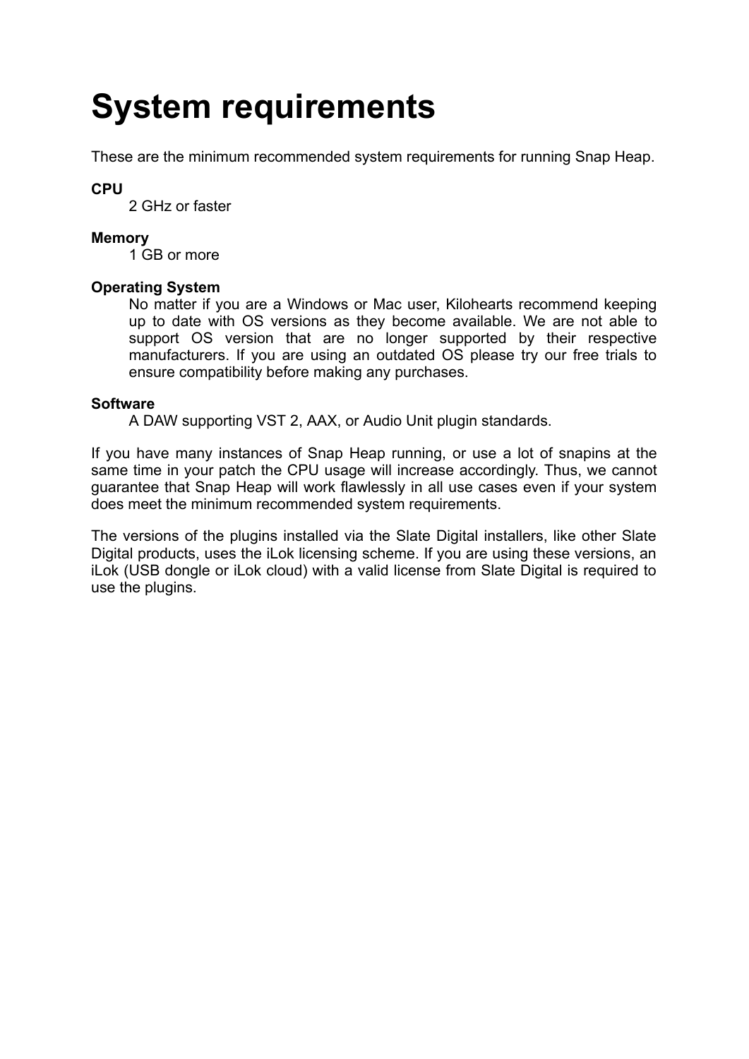# System requirements

These are the minimum recommended system requirements for running Snap Heap.

**CPU**

2 GHz or faster

**Memory**

1 GB or more

**Operating System**

No matter if you are a Windows or Mac user, Kilohearts recommend keeping up to date with OS versions as they become available. We are not able to support OS version that are no longer supported by their respective manufacturers. If you are using an outdated OS please try our free trials to ensure compatibility before making any purchases.

**Software**

A DAW supporting VST 2, AAX, or Audio Unit plugin standards.

If you have many instances of Snap Heap running, or use a lot of snapins at the same time in your patch the CPU usage will increase accordingly. Thus, we cannot guarantee that Snap Heap will work flawlessly in all use cases even if your system does meet the minimum recommended system requirements.

The versions of the plugins installed via the Slate Digital installers, like other Slate Digital products, uses the iLok licensing scheme. If you are using these versions, an iLok (USB dongle or iLok cloud) with a valid license from Slate Digital is required to use the plugins.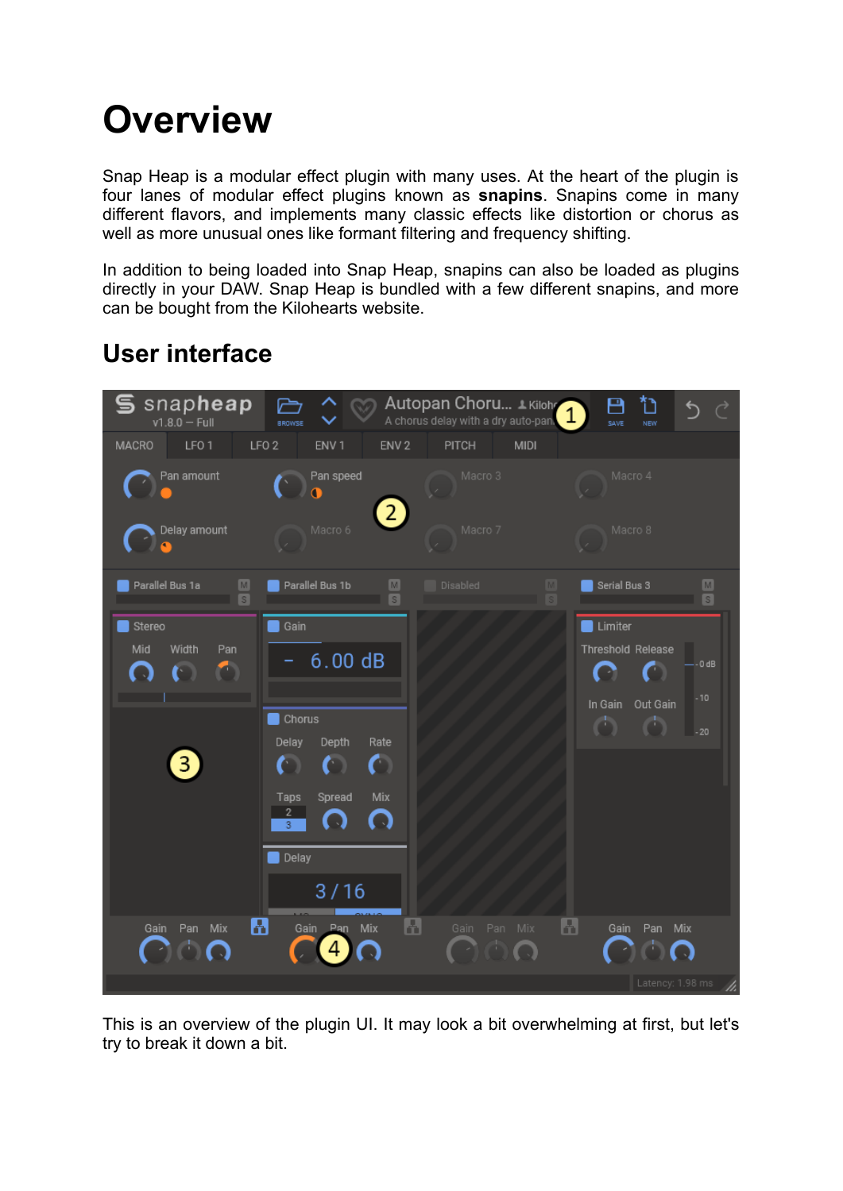# Overview

Snap Heap is a modular effect plugin with many uses. At the heart of the plugin is four lanes of modular effect plugins known as **snapins**. Snapins come in many different flavors, and implements many classic effects like distortion or chorus as well as more unusual ones like formant filtering and frequency shifting.

In addition to being loaded into Snap Heap, snapins can also be loaded as plugins directly in your DAW. Snap Heap is bundled with a few different snapins, and more can be bought from the Kilohearts website.

## User interface

This is an overview of the plugin UI. It may look a bit overwhelming at first, but let's try to break it down a bit.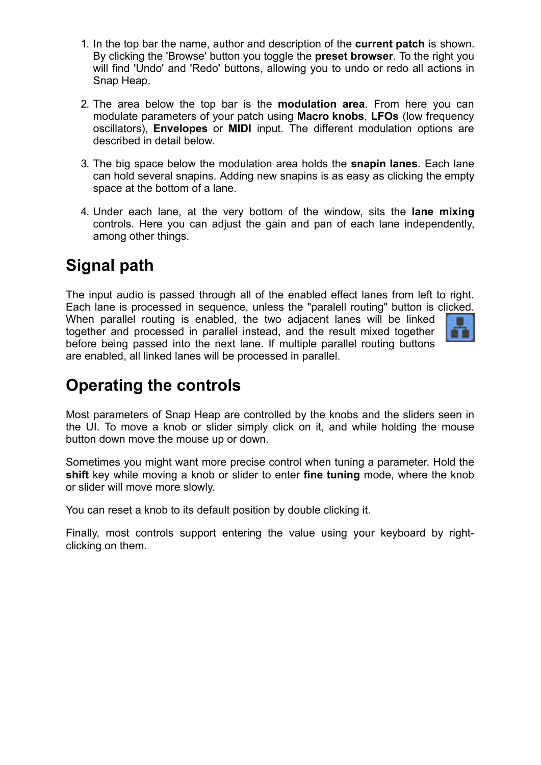1. In the top bar the name, author and description of the **current patch** is shown. By clicking the 'Browse' button you toggle the **preset browser**. To the right you will find 'Undo' and 'Redo' buttons, allowing you to undo or redo all actions in Snap Heap.
2. The area below the top bar is the **modulation area**. From here you can modulate parameters of your patch using **Macro knobs**, **LFOs** (low frequency oscillators), **Envelopes** or **MIDI** input. The different modulation options are described in detail below.
3. The big space below the modulation area holds the **snapin lanes**. Each lane can hold several snapins. Adding new snapins is as easy as clicking the empty space at the bottom of a lane.
4. Under each lane, at the very bottom of the window, sits the **lane mixing** controls. Here you can adjust the gain and pan of each lane independently, among other things.

## Signal path

The input audio is passed through all of the enabled effect lanes from left to right. Each lane is processed in sequence, unless the "paralell routing" button is clicked. When parallel routing is enabled, the two adjacent lanes will be linked together and processed in parallel instead, and the result mixed together before being passed into the next lane. If multiple parallel routing buttons are enabled, all linked lanes will be processed in parallel.

## Operating the controls

Most parameters of Snap Heap are controlled by the knobs and the sliders seen in the UI. To move a knob or slider simply click on it, and while holding the mouse button down move the mouse up or down.

Sometimes you might want more precise control when tuning a parameter. Hold the **shift** key while moving a knob or slider to enter **fine tuning** mode, where the knob or slider will move more slowly.

You can reset a knob to its default position by double clicking it.

Finally, most controls support entering the value using your keyboard by right-clicking on them.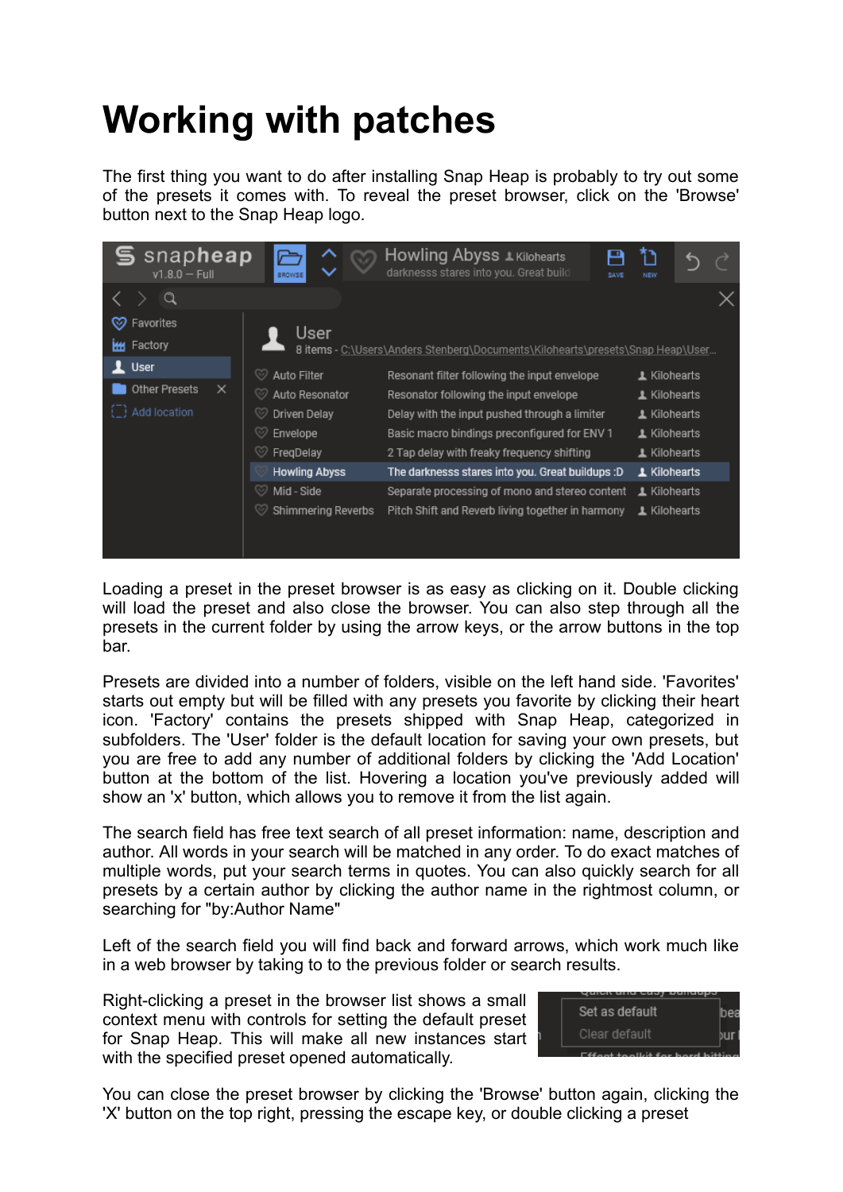# Working with patches

The first thing you want to do after installing Snap Heap is probably to try out some of the presets it comes with. To reveal the preset browser, click on the 'Browse' button next to the Snap Heap logo.

Loading a preset in the preset browser is as easy as clicking on it. Double clicking will load the preset and also close the browser. You can also step through all the presets in the current folder by using the arrow keys, or the arrow buttons in the top bar.

Presets are divided into a number of folders, visible on the left hand side. 'Favorites' starts out empty but will be filled with any presets you favorite by clicking their heart icon. 'Factory' contains the presets shipped with Snap Heap, categorized in subfolders. The 'User' folder is the default location for saving your own presets, but you are free to add any number of additional folders by clicking the 'Add Location' button at the bottom of the list. Hovering a location you've previously added will show an 'x' button, which allows you to remove it from the list again.

The search field has free text search of all preset information: name, description and author. All words in your search will be matched in any order. To do exact matches of multiple words, put your search terms in quotes. You can also quickly search for all presets by a certain author by clicking the author name in the rightmost column, or searching for "by:Author Name"

Left of the search field you will find back and forward arrows, which work much like in a web browser by taking to to the previous folder or search results.

Right-clicking a preset in the browser list shows a small context menu with controls for setting the default preset for Snap Heap. This will make all new instances start with the specified preset opened automatically.

You can close the preset browser by clicking the 'Browse' button again, clicking the 'X' button on the top right, pressing the escape key, or double clicking a preset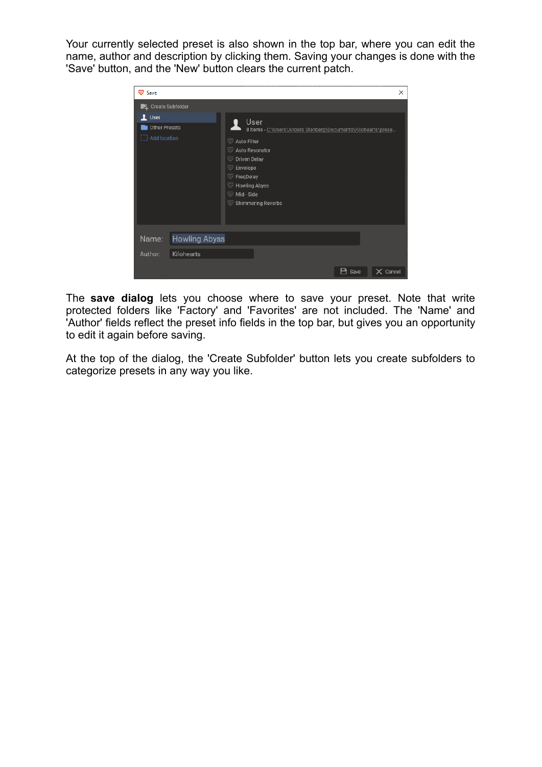Your currently selected preset is also shown in the top bar, where you can edit the name, author and description by clicking them. Saving your changes is done with the 'Save' button, and the 'New' button clears the current patch.

The **save dialog** lets you choose where to save your preset. Note that write protected folders like 'Factory' and 'Favorites' are not included. The 'Name' and 'Author' fields reflect the preset info fields in the top bar, but gives you an opportunity to edit it again before saving.

At the top of the dialog, the 'Create Subfolder' button lets you create subfolders to categorize presets in any way you like.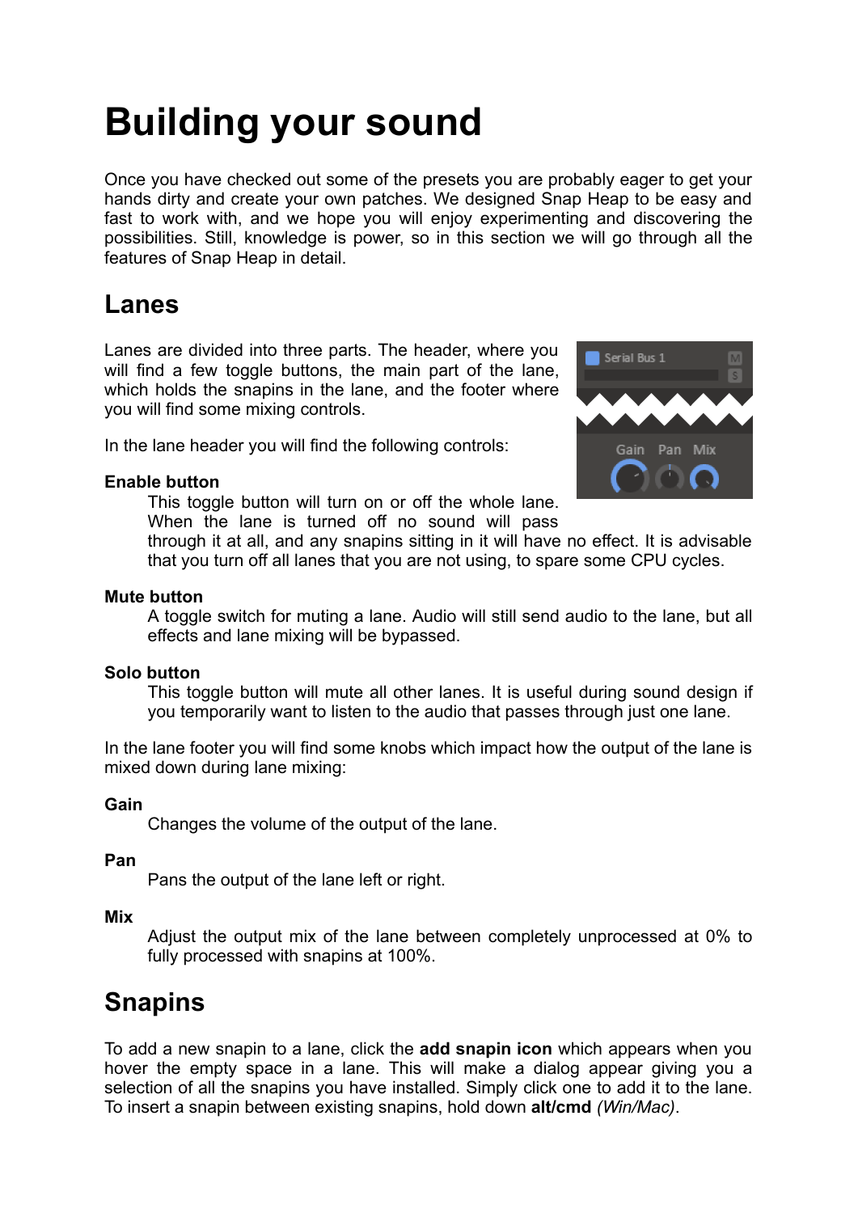# Building your sound

Once you have checked out some of the presets you are probably eager to get your hands dirty and create your own patches. We designed Snap Heap to be easy and fast to work with, and we hope you will enjoy experimenting and discovering the possibilities. Still, knowledge is power, so in this section we will go through all the features of Snap Heap in detail.

## Lanes

Lanes are divided into three parts. The header, where you will find a few toggle buttons, the main part of the lane, which holds the snapins in the lane, and the footer where you will find some mixing controls.

In the lane header you will find the following controls:

**Enable button**

This toggle button will turn on or off the whole lane. When the lane is turned off no sound will pass through it at all, and any snapins sitting in it will have no effect. It is advisable that you turn off all lanes that you are not using, to spare some CPU cycles.

**Mute button**

A toggle switch for muting a lane. Audio will still send audio to the lane, but all effects and lane mixing will be bypassed.

**Solo button**

This toggle button will mute all other lanes. It is useful during sound design if you temporarily want to listen to the audio that passes through just one lane.

In the lane footer you will find some knobs which impact how the output of the lane is mixed down during lane mixing:

**Gain**

Changes the volume of the output of the lane.

**Pan**

Pans the output of the lane left or right.

**Mix**

Adjust the output mix of the lane between completely unprocessed at 0% to fully processed with snapins at 100%.

## Snapins

To add a new snapin to a lane, click the **add snapin icon** which appears when you hover the empty space in a lane. This will make a dialog appear giving you a selection of all the snapins you have installed. Simply click one to add it to the lane. To insert a snapin between existing snapins, hold down **alt/cmd** *(Win/Mac)*.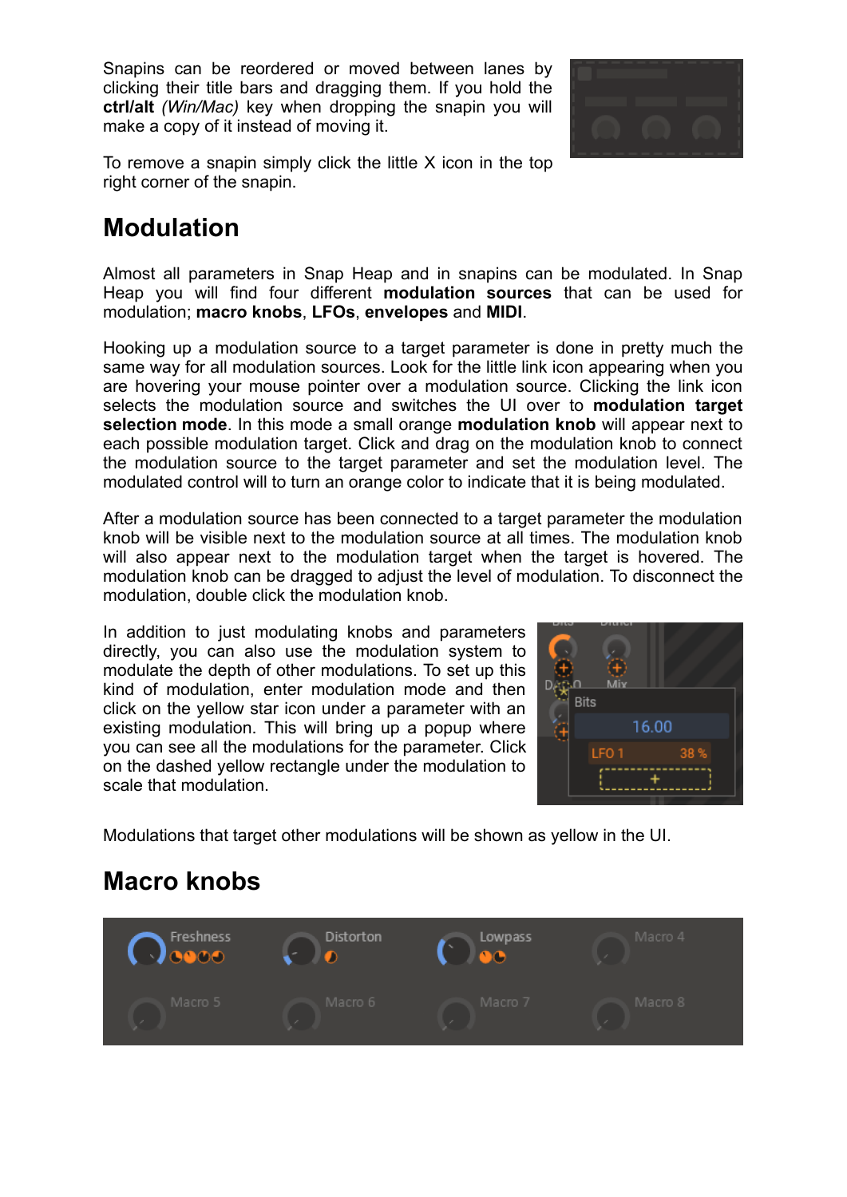Snapins can be reordered or moved between lanes by clicking their title bars and dragging them. If you hold the **ctrl/alt** *(Win/Mac)* key when dropping the snapin you will make a copy of it instead of moving it.

To remove a snapin simply click the little X icon in the top right corner of the snapin.

# Modulation

Almost all parameters in Snap Heap and in snapins can be modulated. In Snap Heap you will find four different **modulation sources** that can be used for modulation; **macro knobs**, **LFOs**, **envelopes** and **MIDI**.

Hooking up a modulation source to a target parameter is done in pretty much the same way for all modulation sources. Look for the little link icon appearing when you are hovering your mouse pointer over a modulation source. Clicking the link icon selects the modulation source and switches the UI over to **modulation target selection mode**. In this mode a small orange **modulation knob** will appear next to each possible modulation target. Click and drag on the modulation knob to connect the modulation source to the target parameter and set the modulation level. The modulated control will to turn an orange color to indicate that it is being modulated.

After a modulation source has been connected to a target parameter the modulation knob will be visible next to the modulation source at all times. The modulation knob will also appear next to the modulation target when the target is hovered. The modulation knob can be dragged to adjust the level of modulation. To disconnect the modulation, double click the modulation knob.

In addition to just modulating knobs and parameters directly, you can also use the modulation system to modulate the depth of other modulations. To set up this kind of modulation, enter modulation mode and then click on the yellow star icon under a parameter with an existing modulation. This will bring up a popup where you can see all the modulations for the parameter. Click on the dashed yellow rectangle under the modulation to scale that modulation.

Modulations that target other modulations will be shown as yellow in the UI.

# Macro knobs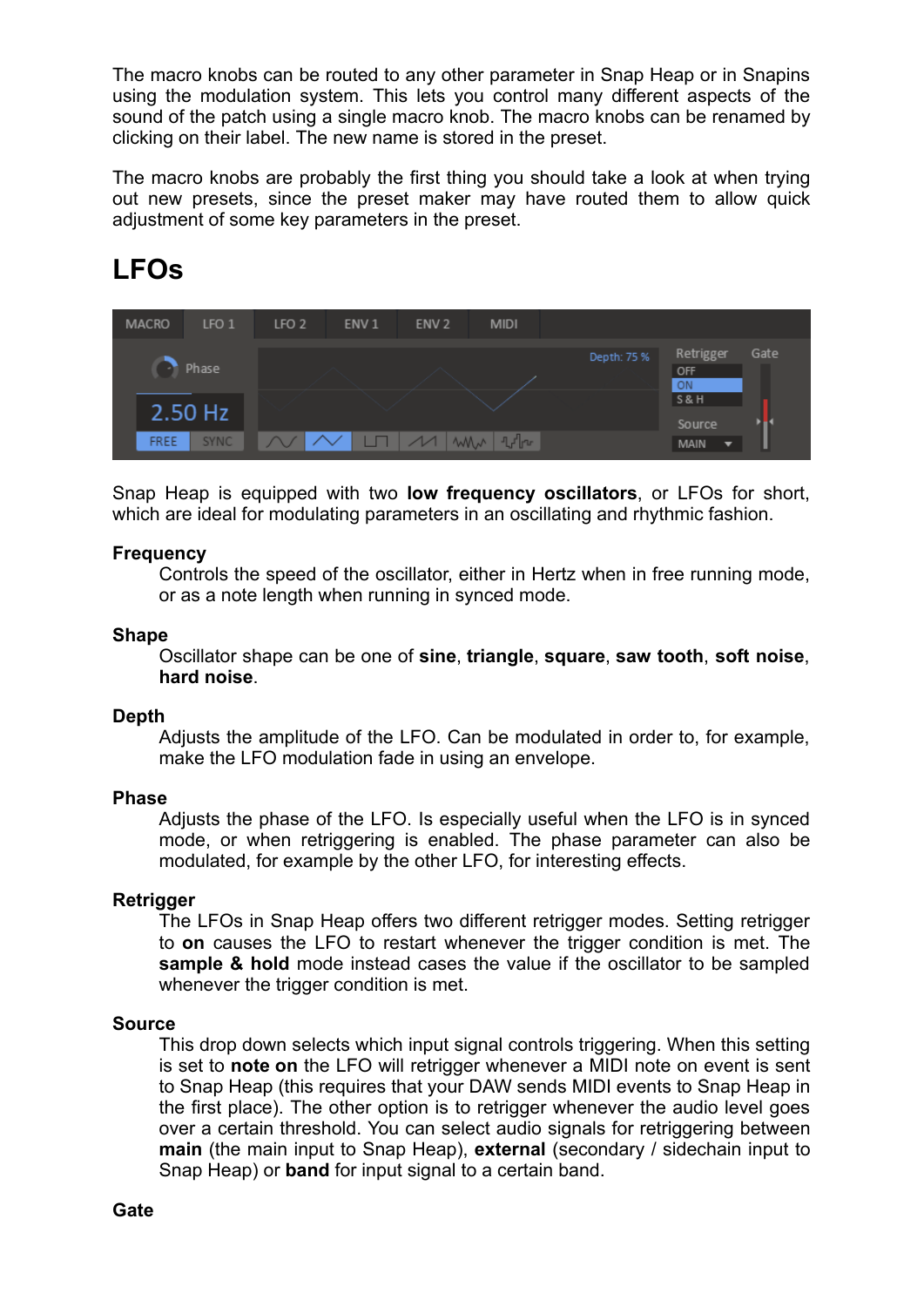The macro knobs can be routed to any other parameter in Snap Heap or in Snapins using the modulation system. This lets you control many different aspects of the sound of the patch using a single macro knob. The macro knobs can be renamed by clicking on their label. The new name is stored in the preset.

The macro knobs are probably the first thing you should take a look at when trying out new presets, since the preset maker may have routed them to allow quick adjustment of some key parameters in the preset.

## LFOs

Snap Heap is equipped with two **low frequency oscillators**, or LFOs for short, which are ideal for modulating parameters in an oscillating and rhythmic fashion.

**Frequency**
Controls the speed of the oscillator, either in Hertz when in free running mode, or as a note length when running in synced mode.

**Shape**
Oscillator shape can be one of **sine**, **triangle**, **square**, **saw tooth**, **soft noise**, **hard noise**.

**Depth**
Adjusts the amplitude of the LFO. Can be modulated in order to, for example, make the LFO modulation fade in using an envelope.

**Phase**
Adjusts the phase of the LFO. Is especially useful when the LFO is in synced mode, or when retriggering is enabled. The phase parameter can also be modulated, for example by the other LFO, for interesting effects.

**Retrigger**
The LFOs in Snap Heap offers two different retrigger modes. Setting retrigger to **on** causes the LFO to restart whenever the trigger condition is met. The **sample & hold** mode instead cases the value if the oscillator to be sampled whenever the trigger condition is met.

**Source**
This drop down selects which input signal controls triggering. When this setting is set to **note on** the LFO will retrigger whenever a MIDI note on event is sent to Snap Heap (this requires that your DAW sends MIDI events to Snap Heap in the first place). The other option is to retrigger whenever the audio level goes over a certain threshold. You can select audio signals for retriggering between **main** (the main input to Snap Heap), **external** (secondary / sidechain input to Snap Heap) or **band** for input signal to a certain band.

**Gate**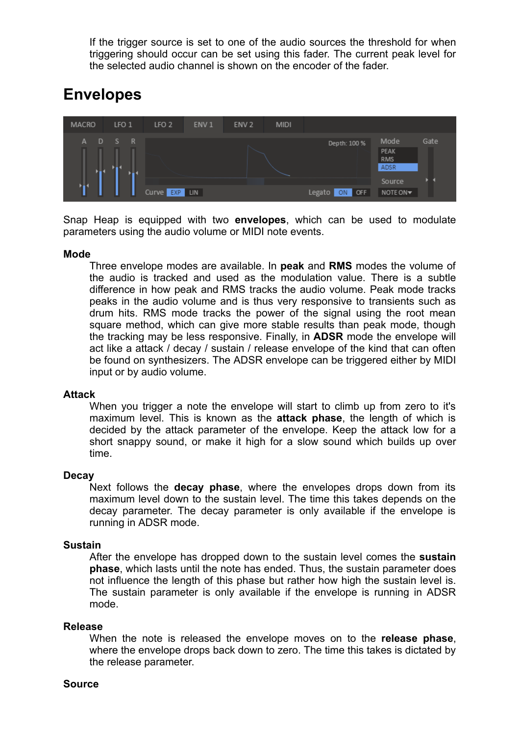If the trigger source is set to one of the audio sources the threshold for when triggering should occur can be set using this fader. The current peak level for the selected audio channel is shown on the encoder of the fader.

# Envelopes

Snap Heap is equipped with two **envelopes**, which can be used to modulate parameters using the audio volume or MIDI note events.

**Mode**

Three envelope modes are available. In **peak** and **RMS** modes the volume of the audio is tracked and used as the modulation value. There is a subtle difference in how peak and RMS tracks the audio volume. Peak mode tracks peaks in the audio volume and is thus very responsive to transients such as drum hits. RMS mode tracks the power of the signal using the root mean square method, which can give more stable results than peak mode, though the tracking may be less responsive. Finally, in **ADSR** mode the envelope will act like a attack / decay / sustain / release envelope of the kind that can often be found on synthesizers. The ADSR envelope can be triggered either by MIDI input or by audio volume.

**Attack**

When you trigger a note the envelope will start to climb up from zero to it's maximum level. This is known as the **attack phase**, the length of which is decided by the attack parameter of the envelope. Keep the attack low for a short snappy sound, or make it high for a slow sound which builds up over time.

**Decay**

Next follows the **decay phase**, where the envelopes drops down from its maximum level down to the sustain level. The time this takes depends on the decay parameter. The decay parameter is only available if the envelope is running in ADSR mode.

**Sustain**

After the envelope has dropped down to the sustain level comes the **sustain phase**, which lasts until the note has ended. Thus, the sustain parameter does not influence the length of this phase but rather how high the sustain level is. The sustain parameter is only available if the envelope is running in ADSR mode.

**Release**

When the note is released the envelope moves on to the **release phase**, where the envelope drops back down to zero. The time this takes is dictated by the release parameter.

**Source**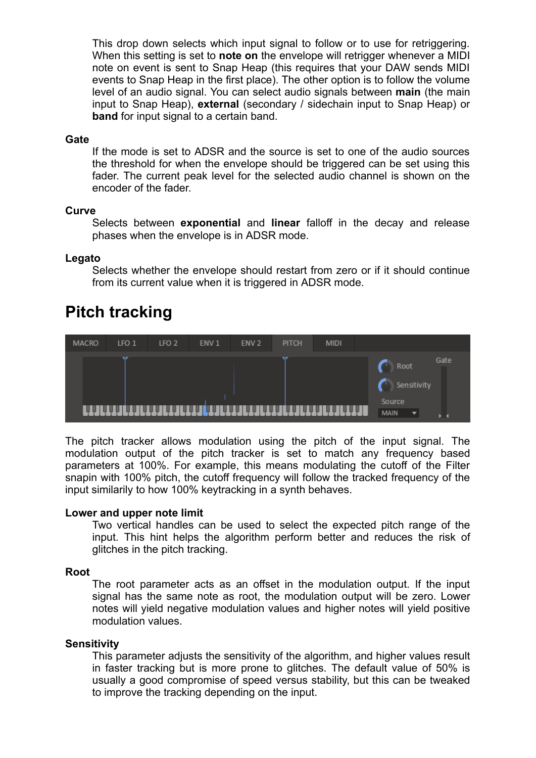This drop down selects which input signal to follow or to use for retriggering. When this setting is set to **note on** the envelope will retrigger whenever a MIDI note on event is sent to Snap Heap (this requires that your DAW sends MIDI events to Snap Heap in the first place). The other option is to follow the volume level of an audio signal. You can select audio signals between **main** (the main input to Snap Heap), **external** (secondary / sidechain input to Snap Heap) or **band** for input signal to a certain band.

**Gate**

If the mode is set to ADSR and the source is set to one of the audio sources the threshold for when the envelope should be triggered can be set using this fader. The current peak level for the selected audio channel is shown on the encoder of the fader.

**Curve**

Selects between **exponential** and **linear** falloff in the decay and release phases when the envelope is in ADSR mode.

**Legato**

Selects whether the envelope should restart from zero or if it should continue from its current value when it is triggered in ADSR mode.

# Pitch tracking

The pitch tracker allows modulation using the pitch of the input signal. The modulation output of the pitch tracker is set to match any frequency based parameters at 100%. For example, this means modulating the cutoff of the Filter snapin with 100% pitch, the cutoff frequency will follow the tracked frequency of the input similarly to how 100% keytracking in a synth behaves.

**Lower and upper note limit**

Two vertical handles can be used to select the expected pitch range of the input. This hint helps the algorithm perform better and reduces the risk of glitches in the pitch tracking.

**Root**

The root parameter acts as an offset in the modulation output. If the input signal has the same note as root, the modulation output will be zero. Lower notes will yield negative modulation values and higher notes will yield positive modulation values.

**Sensitivity**

This parameter adjusts the sensitivity of the algorithm, and higher values result in faster tracking but is more prone to glitches. The default value of 50% is usually a good compromise of speed versus stability, but this can be tweaked to improve the tracking depending on the input.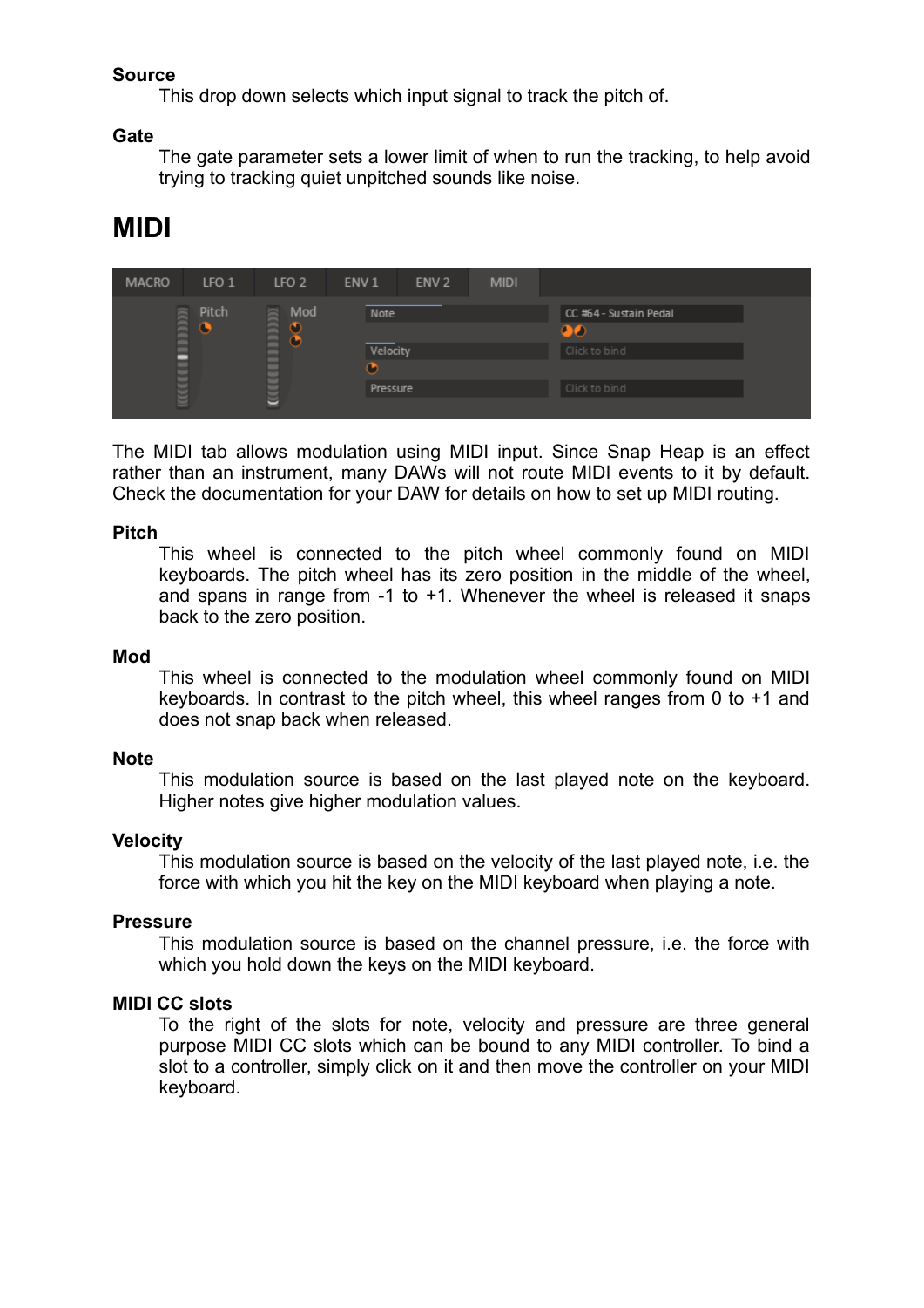**Source**

This drop down selects which input signal to track the pitch of.

**Gate**

The gate parameter sets a lower limit of when to run the tracking, to help avoid trying to tracking quiet unpitched sounds like noise.

# MIDI

The MIDI tab allows modulation using MIDI input. Since Snap Heap is an effect rather than an instrument, many DAWs will not route MIDI events to it by default. Check the documentation for your DAW for details on how to set up MIDI routing.

**Pitch**

This wheel is connected to the pitch wheel commonly found on MIDI keyboards. The pitch wheel has its zero position in the middle of the wheel, and spans in range from -1 to +1. Whenever the wheel is released it snaps back to the zero position.

**Mod**

This wheel is connected to the modulation wheel commonly found on MIDI keyboards. In contrast to the pitch wheel, this wheel ranges from 0 to +1 and does not snap back when released.

**Note**

This modulation source is based on the last played note on the keyboard. Higher notes give higher modulation values.

**Velocity**

This modulation source is based on the velocity of the last played note, i.e. the force with which you hit the key on the MIDI keyboard when playing a note.

**Pressure**

This modulation source is based on the channel pressure, i.e. the force with which you hold down the keys on the MIDI keyboard.

**MIDI CC slots**

To the right of the slots for note, velocity and pressure are three general purpose MIDI CC slots which can be bound to any MIDI controller. To bind a slot to a controller, simply click on it and then move the controller on your MIDI keyboard.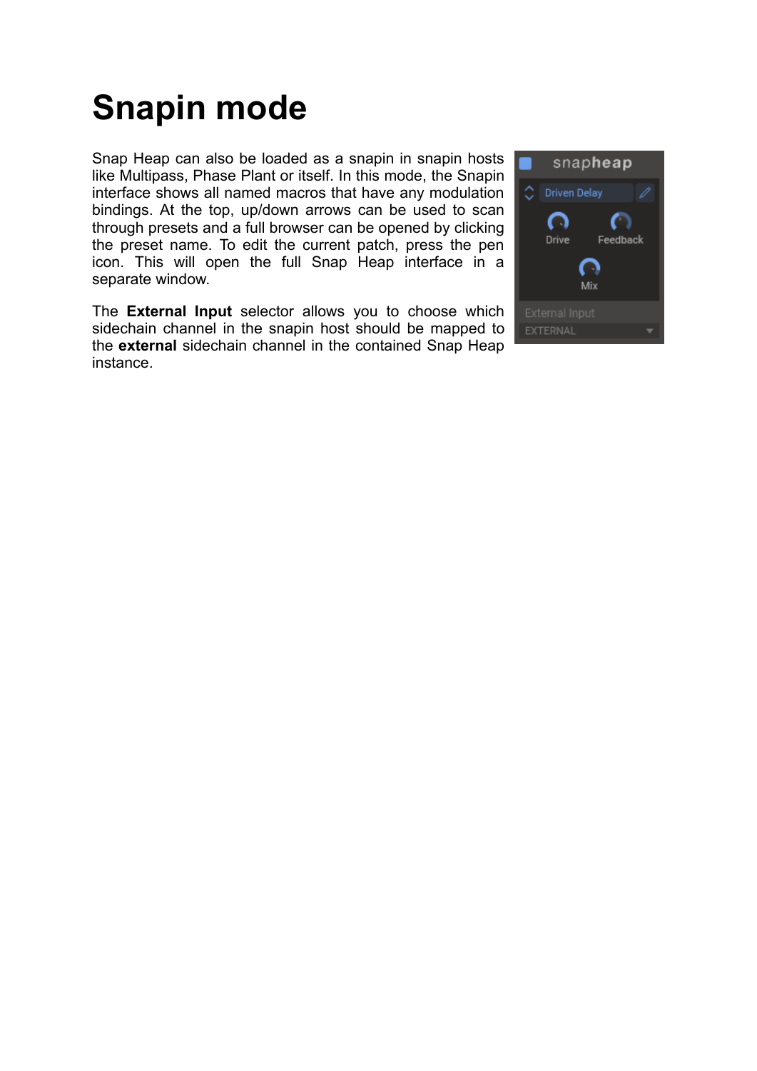# Snapin mode

Snap Heap can also be loaded as a snapin in snapin hosts like Multipass, Phase Plant or itself. In this mode, the Snapin interface shows all named macros that have any modulation bindings. At the top, up/down arrows can be used to scan through presets and a full browser can be opened by clicking the preset name. To edit the current patch, press the pen icon. This will open the full Snap Heap interface in a separate window.

The **External Input** selector allows you to choose which sidechain channel in the snapin host should be mapped to the **external** sidechain channel in the contained Snap Heap instance.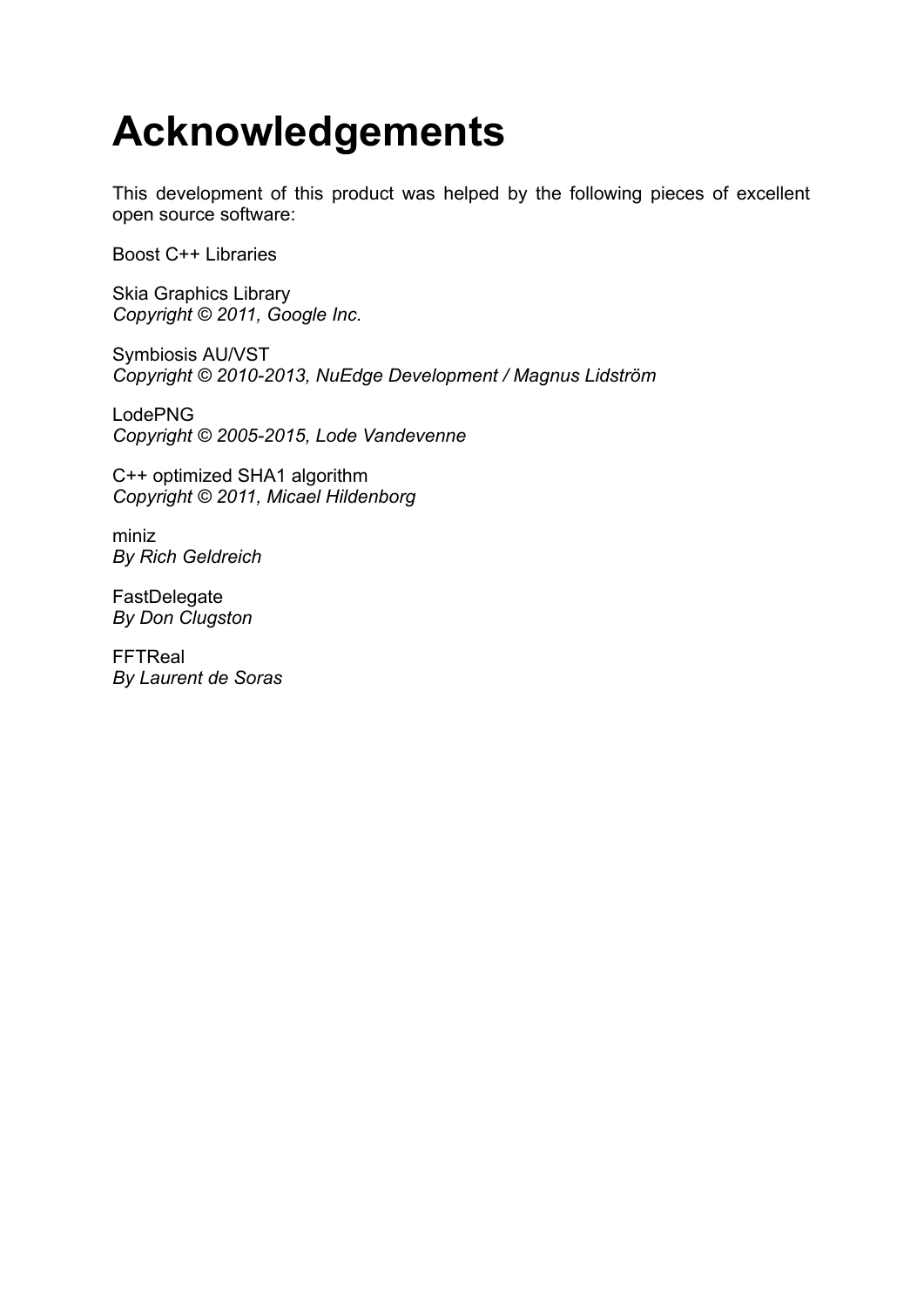# Acknowledgements

This development of this product was helped by the following pieces of excellent open source software:

Boost C++ Libraries

Skia Graphics Library
*Copyright © 2011, Google Inc.*

Symbiosis AU/VST
*Copyright © 2010-2013, NuEdge Development / Magnus Lidström*

LodePNG
*Copyright © 2005-2015, Lode Vandevenne*

C++ optimized SHA1 algorithm
*Copyright © 2011, Micael Hildenborg*

miniz
*By Rich Geldreich*

FastDelegate
*By Don Clugston*

FFTReal
*By Laurent de Soras*